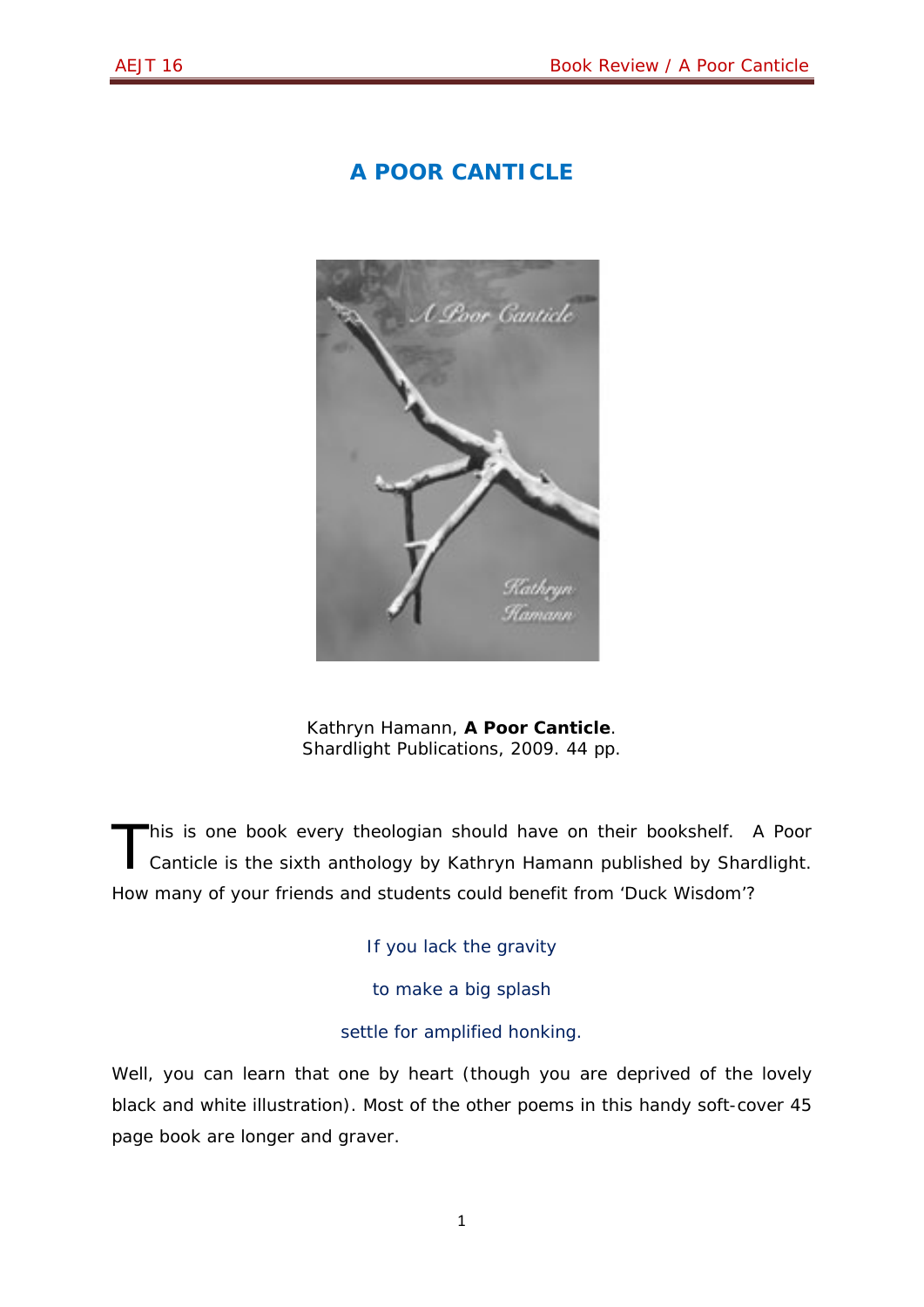# A POOR CANTICLE

Kathryn Hamann, **A Poor Canticle**.
Shardlight Publications, 2009. 44 pp.

This is one book every theologian should have on their bookshelf. A Poor Canticle is the sixth anthology by Kathryn Hamann published by Shardlight. How many of your friends and students could benefit from 'Duck Wisdom'?

> If you lack the gravity
>
> to make a big splash
>
> settle for amplified honking.

Well, you can learn that one by heart (though you are deprived of the lovely black and white illustration). Most of the other poems in this handy soft-cover 45 page book are longer and graver.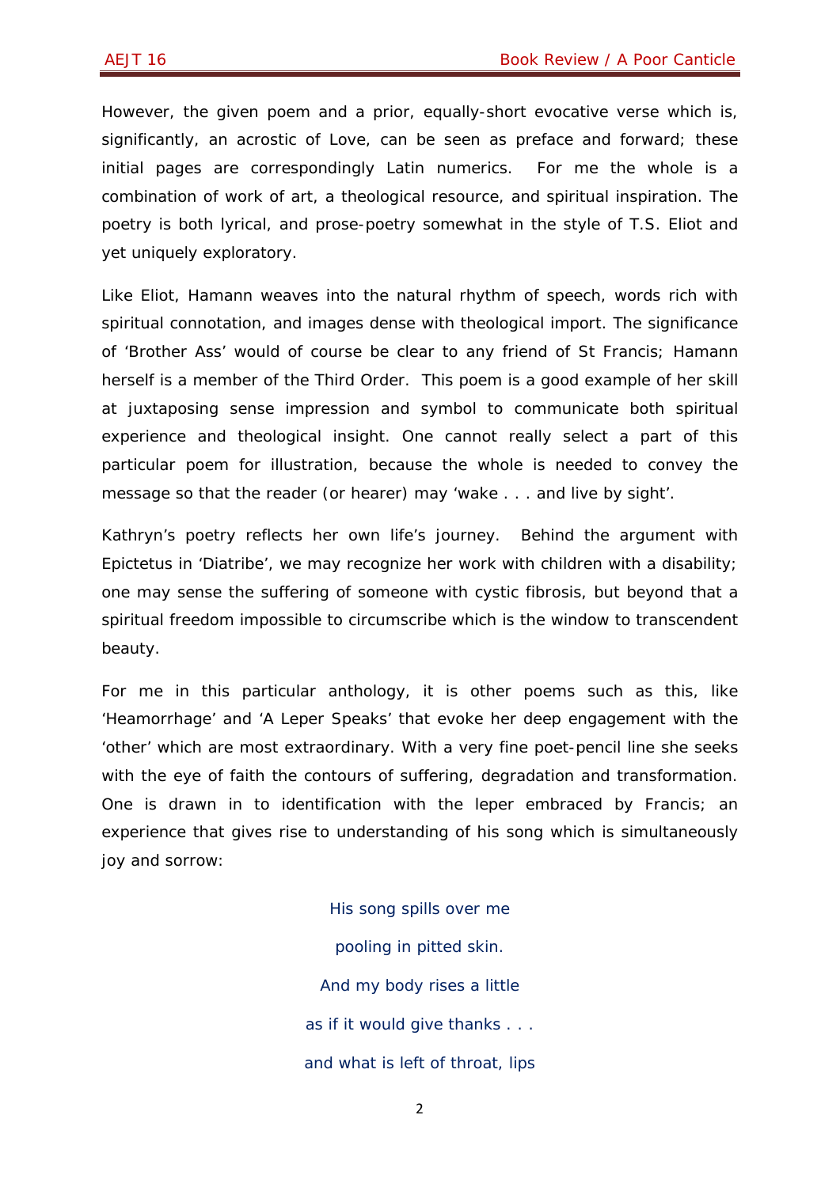However, the given poem and a prior, equally-short evocative verse which is, significantly, an acrostic of Love, can be seen as preface and forward; these initial pages are correspondingly Latin numerics. For me the whole is a combination of work of art, a theological resource, and spiritual inspiration. The poetry is both lyrical, and prose-poetry somewhat in the style of T.S. Eliot and yet uniquely exploratory.

Like Eliot, Hamann weaves into the natural rhythm of speech, words rich with spiritual connotation, and images dense with theological import. The significance of 'Brother Ass' would of course be clear to any friend of St Francis; Hamann herself is a member of the Third Order. This poem is a good example of her skill at juxtaposing sense impression and symbol to communicate both spiritual experience and theological insight. One cannot really select a part of this particular poem for illustration, because the whole is needed to convey the message so that the reader (or hearer) may 'wake . . . and live by sight'.

Kathryn's poetry reflects her own life's journey. Behind the argument with Epictetus in 'Diatribe', we may recognize her work with children with a disability; one may sense the suffering of someone with cystic fibrosis, but beyond that a spiritual freedom impossible to circumscribe which is the window to transcendent beauty.

For me in this particular anthology, it is other poems such as this, like 'Heamorrhage' and 'A Leper Speaks' that evoke her deep engagement with the 'other' which are most extraordinary. With a very fine poet-pencil line she seeks with the eye of faith the contours of suffering, degradation and transformation. One is drawn in to identification with the leper embraced by Francis; an experience that gives rise to understanding of his song which is simultaneously joy and sorrow:

> His song spills over me
>
> pooling in pitted skin.
>
> And my body rises a little
>
> as if it would give thanks . . .
>
> and what is left of throat, lips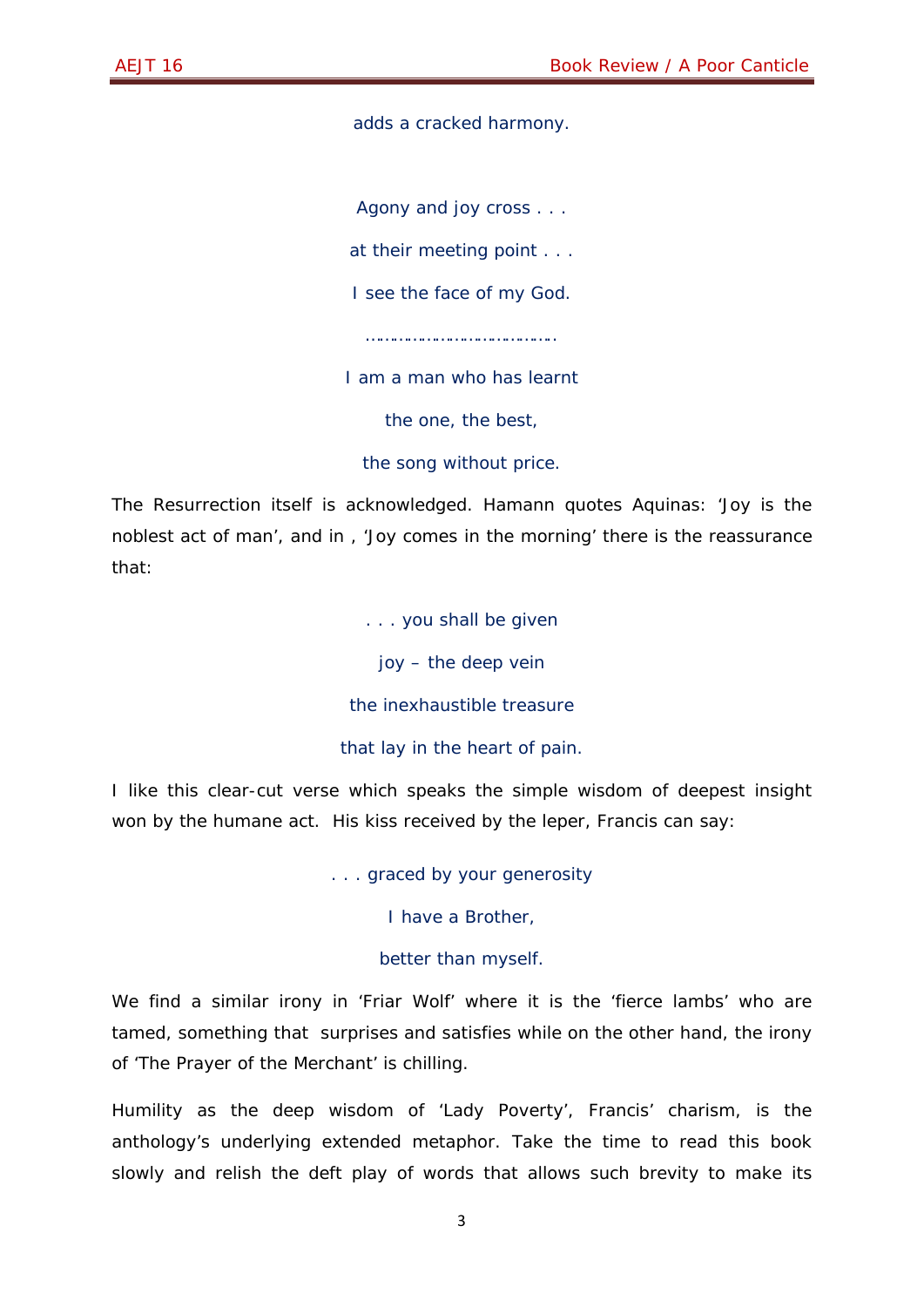adds a cracked harmony.

Agony and joy cross . . .

at their meeting point . . .

I see the face of my God.

……………………………………

I am a man who has learnt

the one, the best,

the song without price.

The Resurrection itself is acknowledged. Hamann quotes Aquinas: 'Joy is the noblest act of man', and in , 'Joy comes in the morning' there is the reassurance that:

. . . you shall be given

joy – the deep vein

the inexhaustible treasure

that lay in the heart of pain.

I like this clear-cut verse which speaks the simple wisdom of deepest insight won by the humane act.  His kiss received by the leper, Francis can say:

. . . graced by your generosity

I have a Brother,

better than myself.

We find a similar irony in 'Friar Wolf' where it is the 'fierce lambs' who are tamed, something that  surprises and satisfies while on the other hand, the irony of 'The Prayer of the Merchant' is chilling.

Humility as the deep wisdom of 'Lady Poverty', Francis' charism, is the anthology's underlying extended metaphor. Take the time to read this book slowly and relish the deft play of words that allows such brevity to make its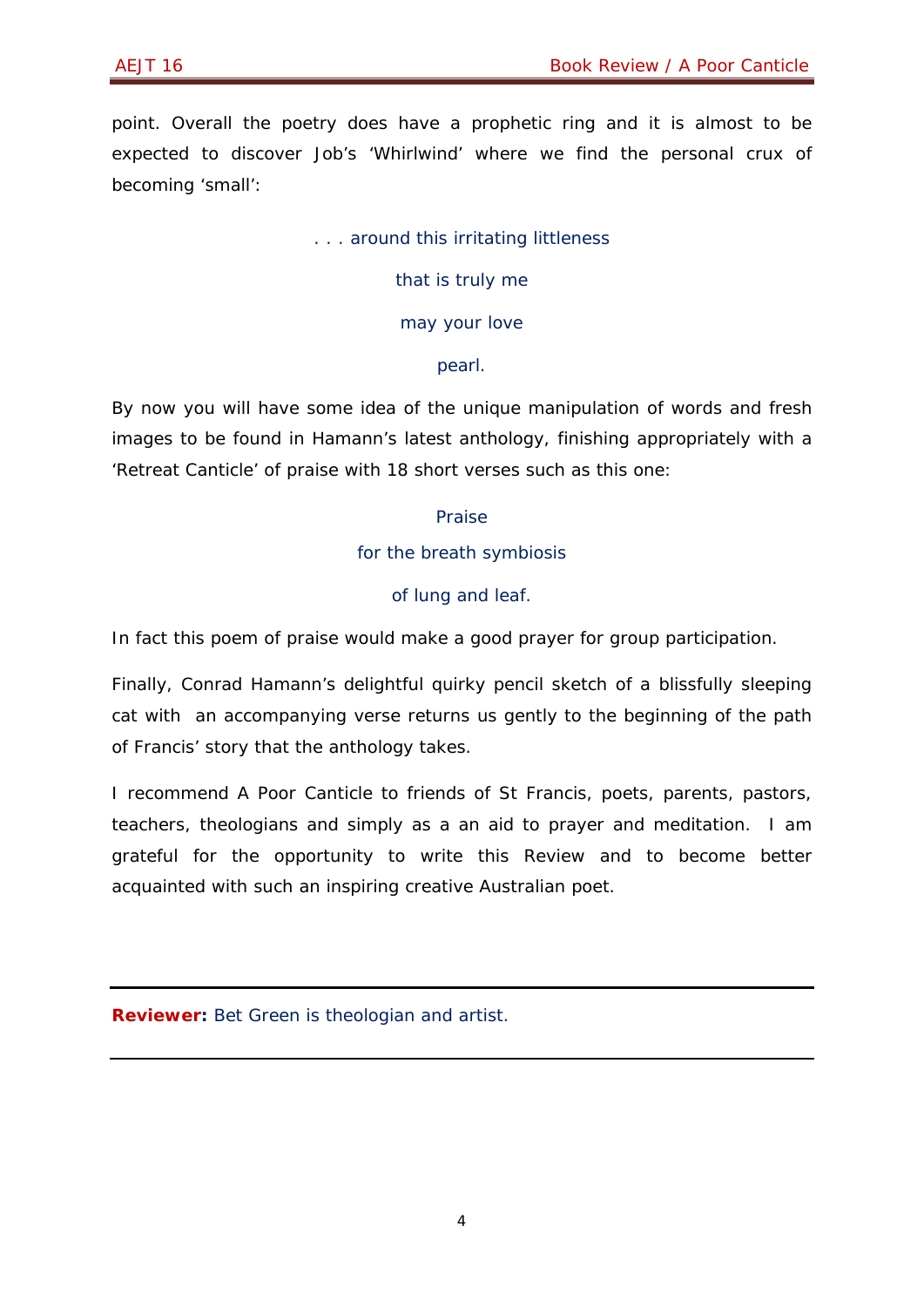point. Overall the poetry does have a prophetic ring and it is almost to be expected to discover Job's 'Whirlwind' where we find the personal crux of becoming 'small':

> . . . around this irritating littleness
>
> that is truly me
>
> may your love
>
> pearl.

By now you will have some idea of the unique manipulation of words and fresh images to be found in Hamann's latest anthology, finishing appropriately with a 'Retreat Canticle' of praise with 18 short verses such as this one:

> Praise
>
> for the breath symbiosis
>
> of lung and leaf.

In fact this poem of praise would make a good prayer for group participation.

Finally, Conrad Hamann's delightful quirky pencil sketch of a blissfully sleeping cat with an accompanying verse returns us gently to the beginning of the path of Francis' story that the anthology takes.

I recommend A Poor Canticle to friends of St Francis, poets, parents, pastors, teachers, theologians and simply as a an aid to prayer and meditation. I am grateful for the opportunity to write this Review and to become better acquainted with such an inspiring creative Australian poet.

---

**Reviewer:** Bet Green is theologian and artist.

---